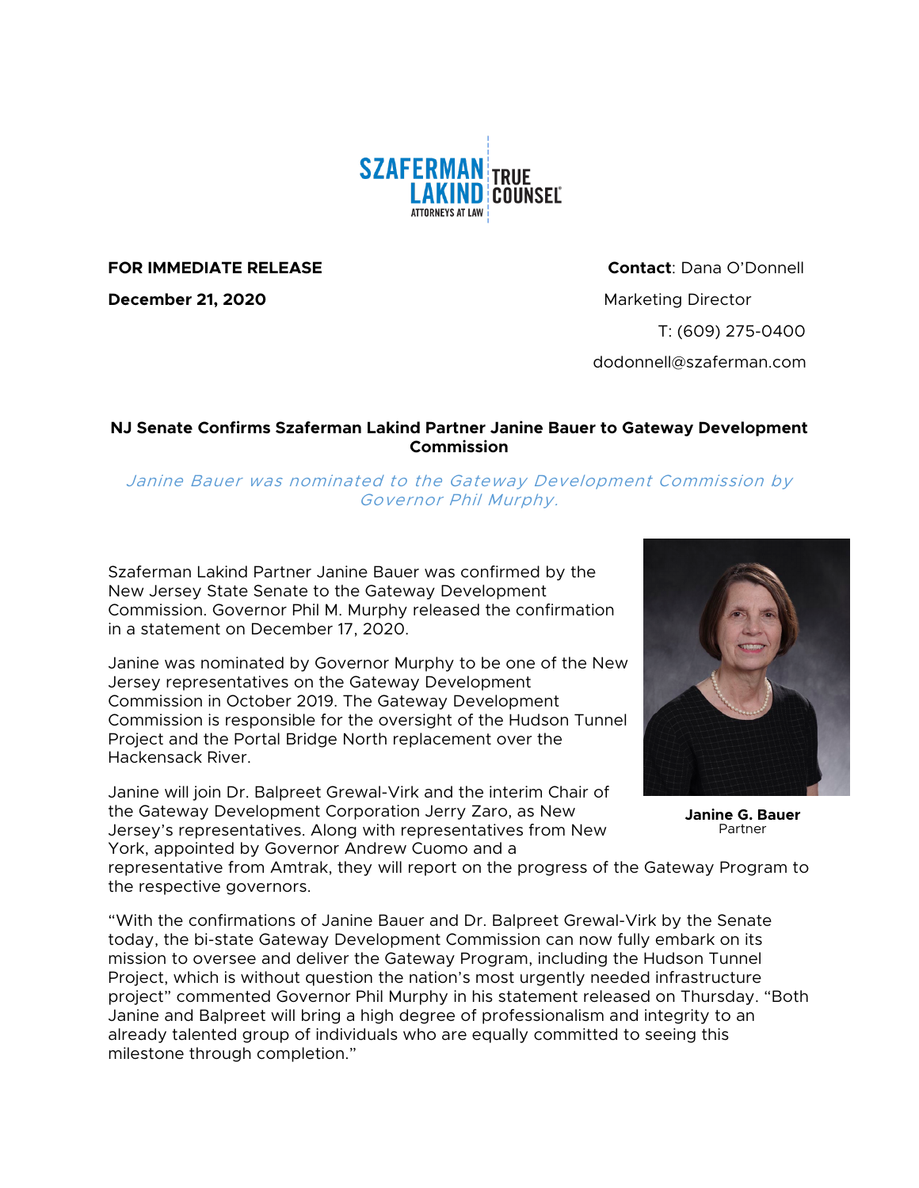SZAFERMAN LAKIND ATTORNEYS AT LAW | TRUE COUNSEL®

**FOR IMMEDIATE RELEASE**

**December 21, 2020**

**Contact**: Dana O'Donnell
Marketing Director
T: (609) 275-0400
dodonnell@szaferman.com

## NJ Senate Confirms Szaferman Lakind Partner Janine Bauer to Gateway Development Commission

*Janine Bauer was nominated to the Gateway Development Commission by Governor Phil Murphy.*

Szaferman Lakind Partner Janine Bauer was confirmed by the New Jersey State Senate to the Gateway Development Commission. Governor Phil M. Murphy released the confirmation in a statement on December 17, 2020.

Janine was nominated by Governor Murphy to be one of the New Jersey representatives on the Gateway Development Commission in October 2019. The Gateway Development Commission is responsible for the oversight of the Hudson Tunnel Project and the Portal Bridge North replacement over the Hackensack River.

**Janine G. Bauer**
Partner

Janine will join Dr. Balpreet Grewal-Virk and the interim Chair of the Gateway Development Corporation Jerry Zaro, as New Jersey's representatives. Along with representatives from New York, appointed by Governor Andrew Cuomo and a representative from Amtrak, they will report on the progress of the Gateway Program to the respective governors.

"With the confirmations of Janine Bauer and Dr. Balpreet Grewal-Virk by the Senate today, the bi-state Gateway Development Commission can now fully embark on its mission to oversee and deliver the Gateway Program, including the Hudson Tunnel Project, which is without question the nation's most urgently needed infrastructure project" commented Governor Phil Murphy in his statement released on Thursday. "Both Janine and Balpreet will bring a high degree of professionalism and integrity to an already talented group of individuals who are equally committed to seeing this milestone through completion."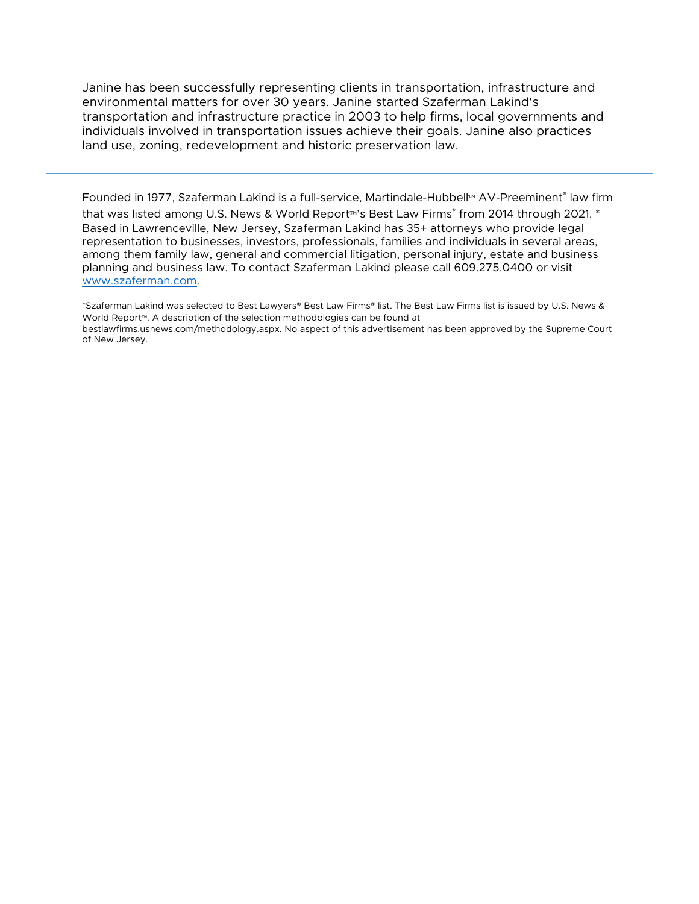Janine has been successfully representing clients in transportation, infrastructure and environmental matters for over 30 years. Janine started Szaferman Lakind's transportation and infrastructure practice in 2003 to help firms, local governments and individuals involved in transportation issues achieve their goals. Janine also practices land use, zoning, redevelopment and historic preservation law.

---

Founded in 1977, Szaferman Lakind is a full-service, Martindale-Hubbell™ AV-Preeminent® law firm that was listed among U.S. News & World Report™'s Best Law Firms® from 2014 through 2021. * Based in Lawrenceville, New Jersey, Szaferman Lakind has 35+ attorneys who provide legal representation to businesses, investors, professionals, families and individuals in several areas, among them family law, general and commercial litigation, personal injury, estate and business planning and business law. To contact Szaferman Lakind please call 609.275.0400 or visit [www.szaferman.com](http://www.szaferman.com).

*Szaferman Lakind was selected to Best Lawyers® Best Law Firms® list. The Best Law Firms list is issued by U.S. News & World Report™. A description of the selection methodologies can be found at bestlawfirms.usnews.com/methodology.aspx. No aspect of this advertisement has been approved by the Supreme Court of New Jersey.